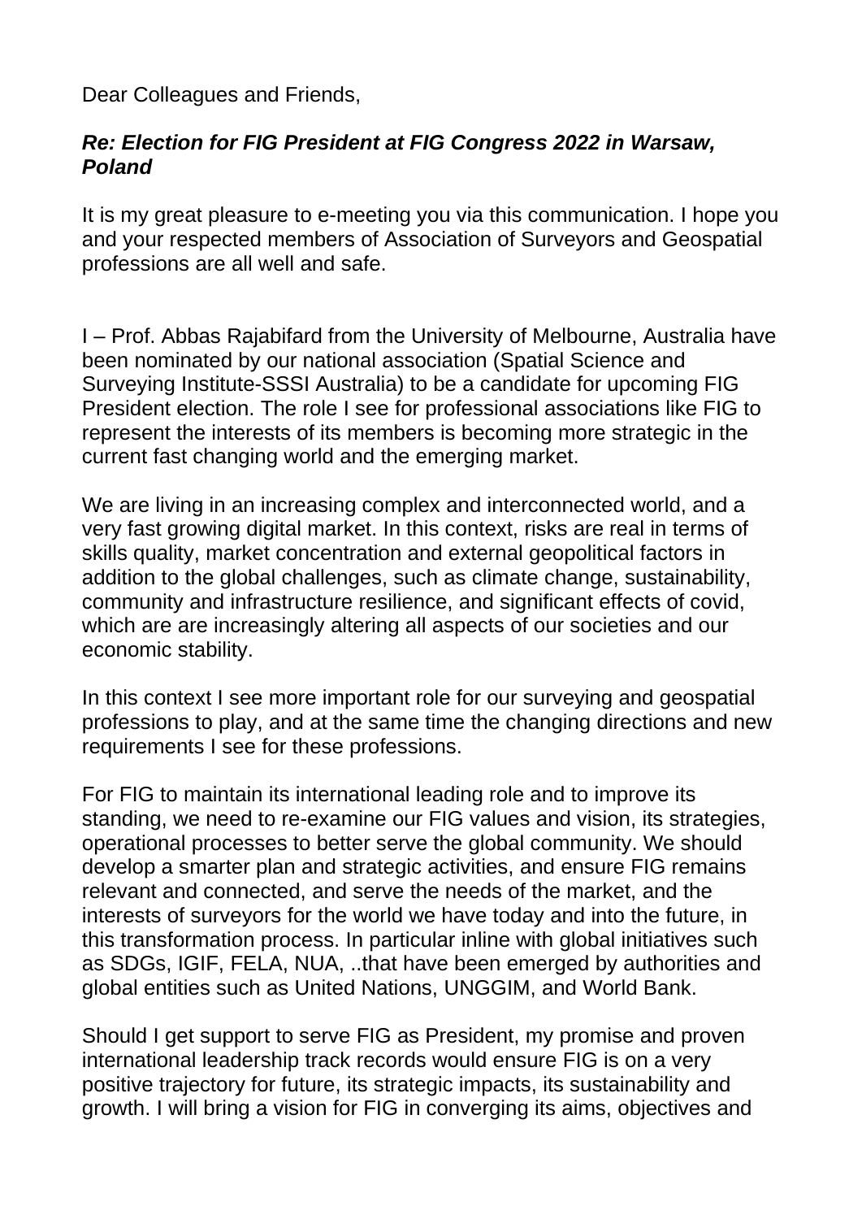Dear Colleagues and Friends,

***Re: Election for FIG President at FIG Congress 2022 in Warsaw, Poland***

It is my great pleasure to e-meeting you via this communication. I hope you and your respected members of Association of Surveyors and Geospatial professions are all well and safe.

I – Prof. Abbas Rajabifard from the University of Melbourne, Australia have been nominated by our national association (Spatial Science and Surveying Institute-SSSI Australia) to be a candidate for upcoming FIG President election. The role I see for professional associations like FIG to represent the interests of its members is becoming more strategic in the current fast changing world and the emerging market.

We are living in an increasing complex and interconnected world, and a very fast growing digital market. In this context, risks are real in terms of skills quality, market concentration and external geopolitical factors in addition to the global challenges, such as climate change, sustainability, community and infrastructure resilience, and significant effects of covid, which are are increasingly altering all aspects of our societies and our economic stability.

In this context I see more important role for our surveying and geospatial professions to play, and at the same time the changing directions and new requirements I see for these professions.

For FIG to maintain its international leading role and to improve its standing, we need to re-examine our FIG values and vision, its strategies, operational processes to better serve the global community. We should develop a smarter plan and strategic activities, and ensure FIG remains relevant and connected, and serve the needs of the market, and the interests of surveyors for the world we have today and into the future, in this transformation process. In particular inline with global initiatives such as SDGs, IGIF, FELA, NUA, ..that have been emerged by authorities and global entities such as United Nations, UNGGIM, and World Bank.

Should I get support to serve FIG as President, my promise and proven international leadership track records would ensure FIG is on a very positive trajectory for future, its strategic impacts, its sustainability and growth. I will bring a vision for FIG in converging its aims, objectives and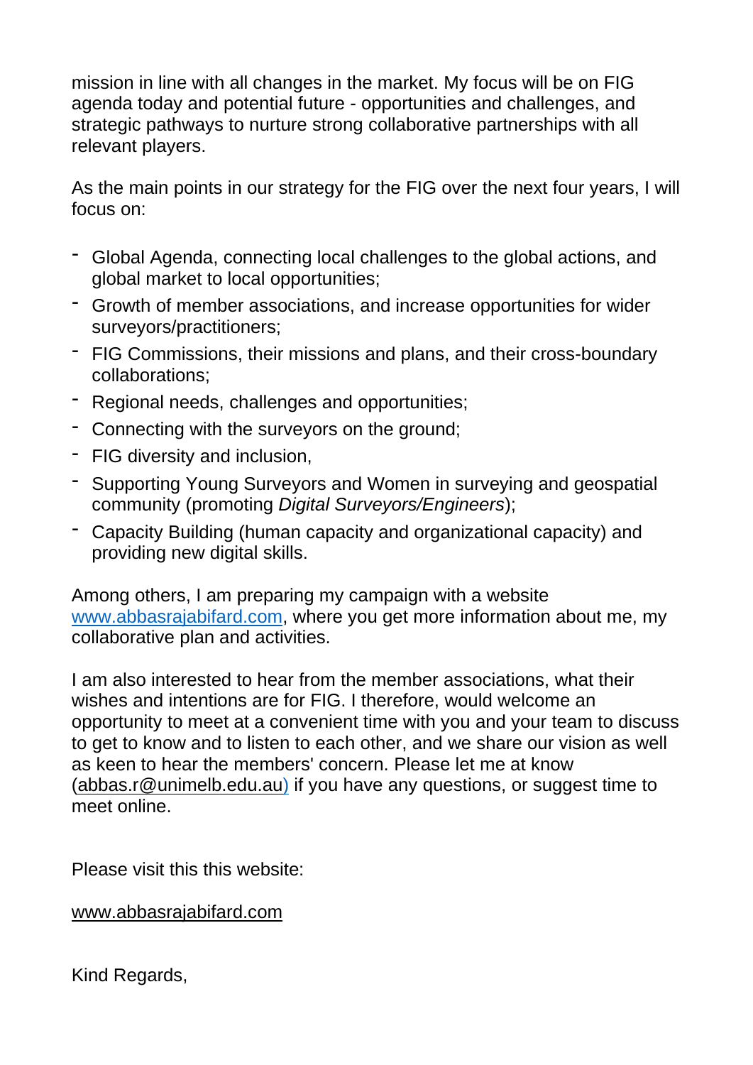mission in line with all changes in the market. My focus will be on FIG agenda today and potential future - opportunities and challenges, and strategic pathways to nurture strong collaborative partnerships with all relevant players.

As the main points in our strategy for the FIG over the next four years, I will focus on:

- Global Agenda, connecting local challenges to the global actions, and global market to local opportunities;
- Growth of member associations, and increase opportunities for wider surveyors/practitioners;
- FIG Commissions, their missions and plans, and their cross-boundary collaborations;
- Regional needs, challenges and opportunities;
- Connecting with the surveyors on the ground;
- FIG diversity and inclusion,
- Supporting Young Surveyors and Women in surveying and geospatial community (promoting *Digital Surveyors/Engineers*);
- Capacity Building (human capacity and organizational capacity) and providing new digital skills.

Among others, I am preparing my campaign with a website www.abbasrajabifard.com, where you get more information about me, my collaborative plan and activities.

I am also interested to hear from the member associations, what their wishes and intentions are for FIG. I therefore, would welcome an opportunity to meet at a convenient time with you and your team to discuss to get to know and to listen to each other, and we share our vision as well as keen to hear the members' concern. Please let me at know (abbas.r@unimelb.edu.au) if you have any questions, or suggest time to meet online.

Please visit this this website:

www.abbasrajabifard.com

Kind Regards,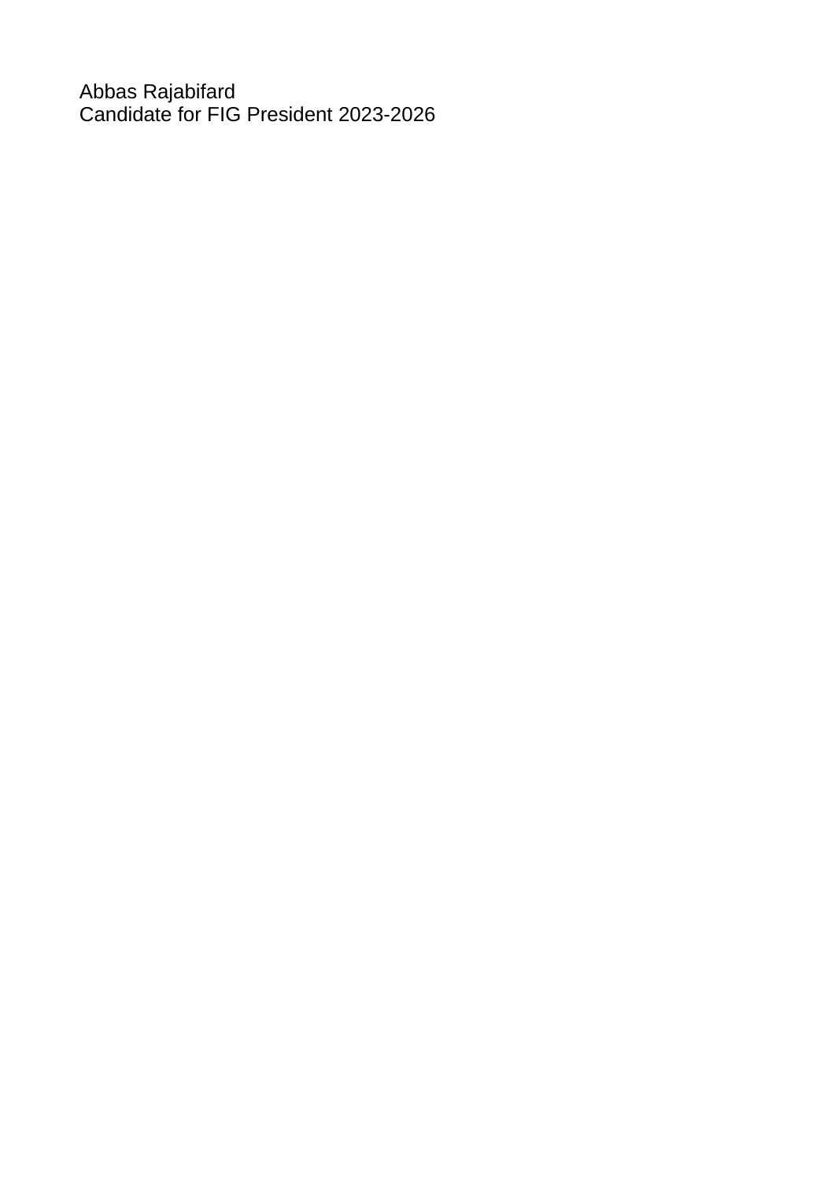Abbas Rajabifard
Candidate for FIG President 2023-2026